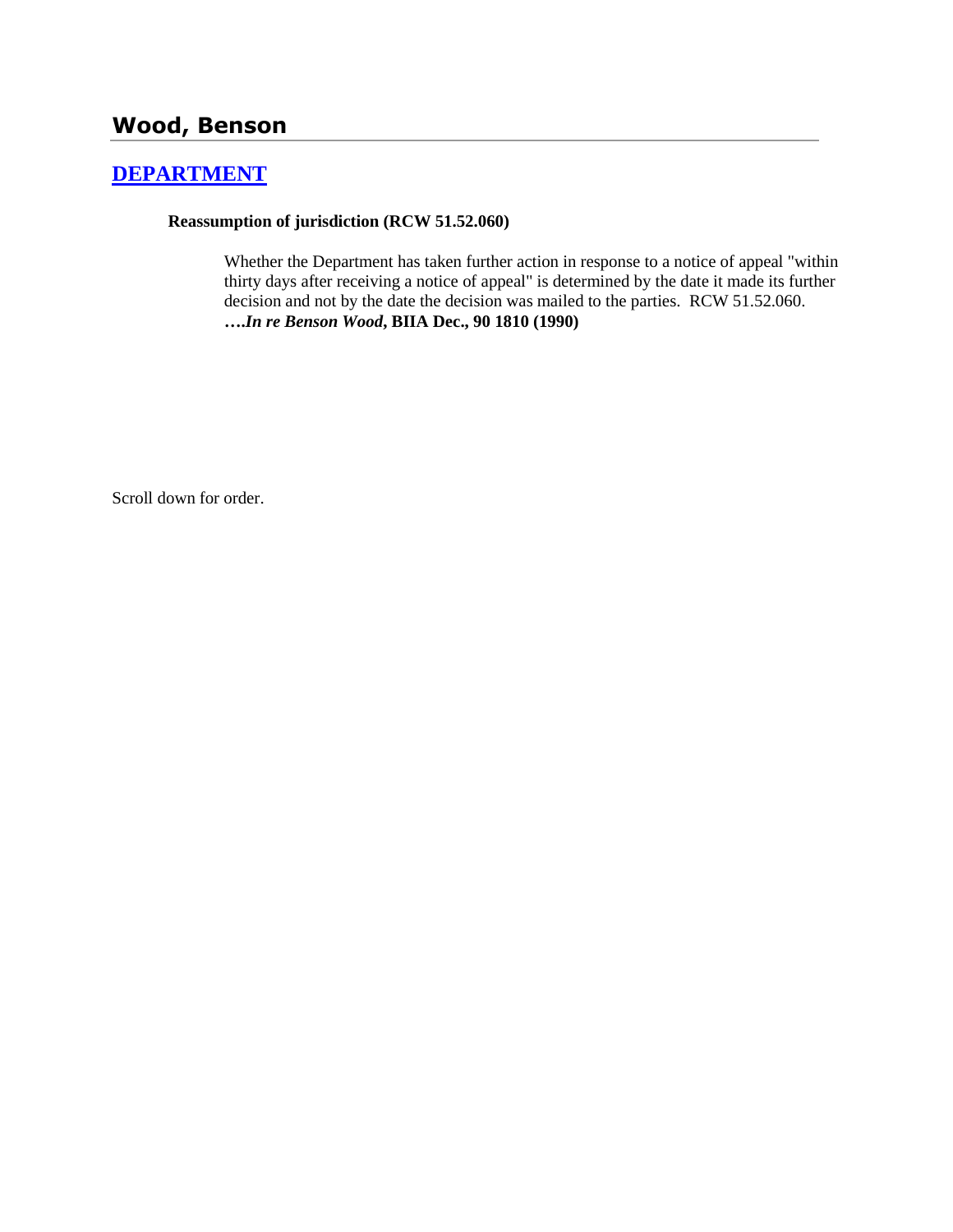## Wood, Benson

## [DEPARTMENT]

**Reassumption of jurisdiction (RCW 51.52.060)**

> Whether the Department has taken further action in response to a notice of appeal "within thirty days after receiving a notice of appeal" is determined by the date it made its further decision and not by the date the decision was mailed to the parties. RCW 51.52.060. ***….In re Benson Wood*, BIIA Dec., 90 1810 (1990)**

Scroll down for order.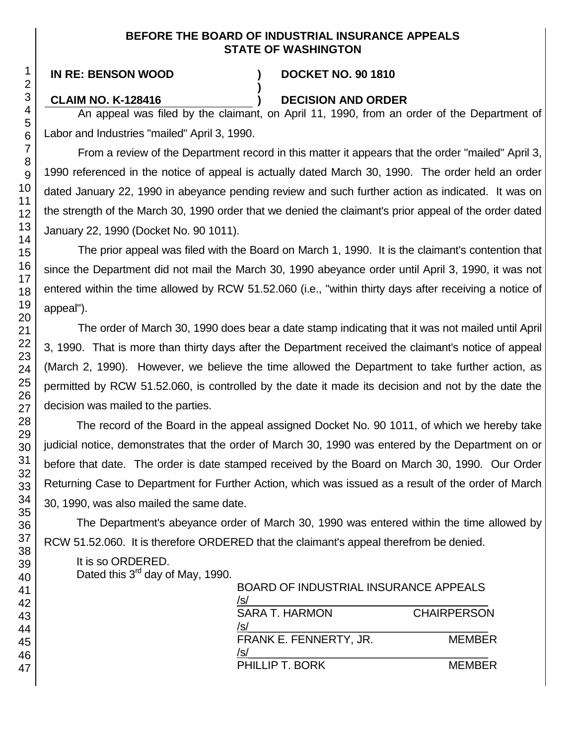**BEFORE THE BOARD OF INDUSTRIAL INSURANCE APPEALS**
**STATE OF WASHINGTON**

**IN RE: BENSON WOOD** ) **DOCKET NO. 90 1810**
)
**CLAIM NO. K-128416** ) **DECISION AND ORDER**

An appeal was filed by the claimant, on April 11, 1990, from an order of the Department of Labor and Industries "mailed" April 3, 1990.

From a review of the Department record in this matter it appears that the order "mailed" April 3, 1990 referenced in the notice of appeal is actually dated March 30, 1990. The order held an order dated January 22, 1990 in abeyance pending review and such further action as indicated. It was on the strength of the March 30, 1990 order that we denied the claimant's prior appeal of the order dated January 22, 1990 (Docket No. 90 1011).

The prior appeal was filed with the Board on March 1, 1990. It is the claimant's contention that since the Department did not mail the March 30, 1990 abeyance order until April 3, 1990, it was not entered within the time allowed by RCW 51.52.060 (i.e., "within thirty days after receiving a notice of appeal").

The order of March 30, 1990 does bear a date stamp indicating that it was not mailed until April 3, 1990. That is more than thirty days after the Department received the claimant's notice of appeal (March 2, 1990). However, we believe the time allowed the Department to take further action, as permitted by RCW 51.52.060, is controlled by the date it made its decision and not by the date the decision was mailed to the parties.

The record of the Board in the appeal assigned Docket No. 90 1011, of which we hereby take judicial notice, demonstrates that the order of March 30, 1990 was entered by the Department on or before that date. The order is date stamped received by the Board on March 30, 1990. Our Order Returning Case to Department for Further Action, which was issued as a result of the order of March 30, 1990, was also mailed the same date.

The Department's abeyance order of March 30, 1990 was entered within the time allowed by RCW 51.52.060. It is therefore ORDERED that the claimant's appeal therefrom be denied.

It is so ORDERED.

Dated this 3rd day of May, 1990.

BOARD OF INDUSTRIAL INSURANCE APPEALS

/s/
SARA T. HARMON CHAIRPERSON

/s/
FRANK E. FENNERTY, JR. MEMBER

/s/
PHILLIP T. BORK MEMBER